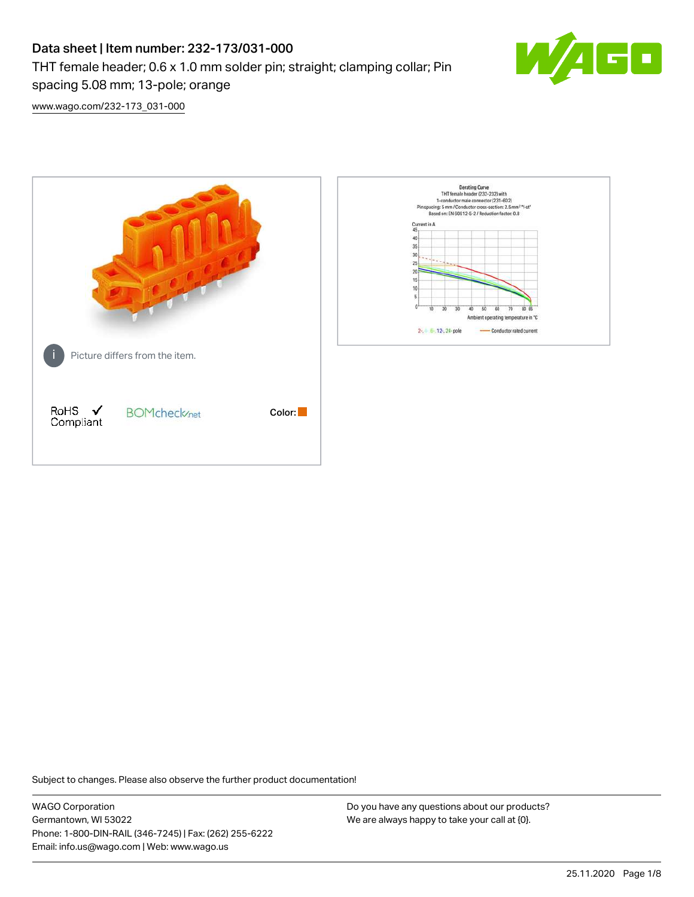# Data sheet | Item number: 232-173/031-000

THT female header; 0.6 x 1.0 mm solder pin; straight; clamping collar; Pin spacing 5.08 mm; 13-pole; orange

[www.wago.com/232-173_031-000](www.wago.com/232-173_031-000)

Picture differs from the item.

RoHS ✓ Compliant

BOMcheck.net

Color:

Derating Curve
THT female header (232-232) with
1-conductor male connector (231-602)
Pin spacing: 5 mm / Conductor cross-section: 2.5 mm² "f-st"
Based on: EN 60512-5-2 / Reduction factor: 0.8

Current in A

Ambient operating temperature in °C

2-, 4-, 6-, 12-, 24-pole — Conductor rated current

Subject to changes. Please also observe the further product documentation!

WAGO Corporation
Germantown, WI 53022
Phone: 1-800-DIN-RAIL (346-7245) | Fax: (262) 255-6222
Email: info.us@wago.com | Web: www.wago.us

Do you have any questions about our products?
We are always happy to take your call at {0}.

25.11.2020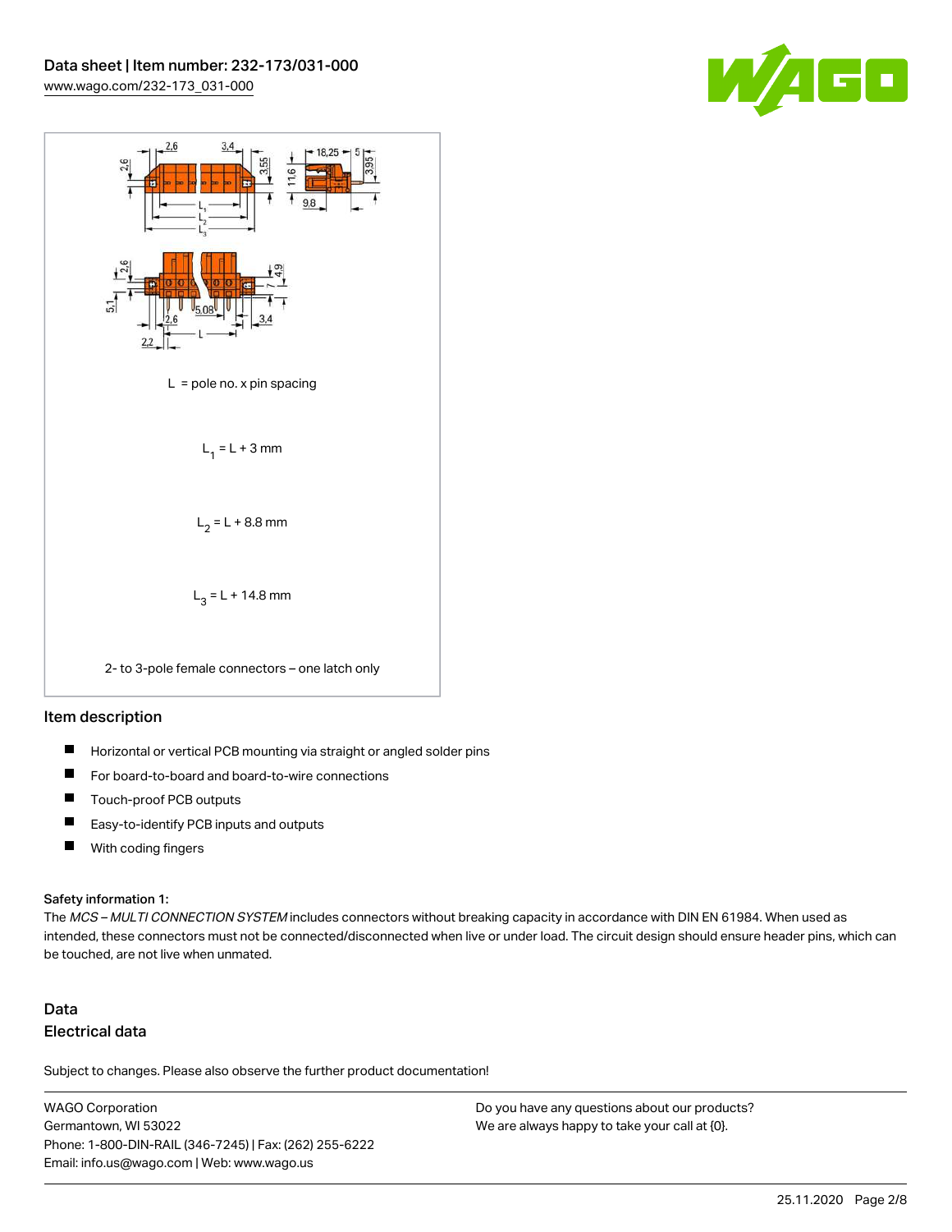L = pole no. x pin spacing

$L_1 = L + 3$ mm

$L_2 = L + 8.8$ mm

$L_3 = L + 14.8$ mm

2- to 3-pole female connectors – one latch only

## Item description

- Horizontal or vertical PCB mounting via straight or angled solder pins
- For board-to-board and board-to-wire connections
- Touch-proof PCB outputs
- Easy-to-identify PCB inputs and outputs
- With coding fingers

#### Safety information 1:

The *MCS – MULTI CONNECTION SYSTEM* includes connectors without breaking capacity in accordance with DIN EN 61984. When used as intended, these connectors must not be connected/disconnected when live or under load. The circuit design should ensure header pins, which can be touched, are not live when unmated.

## Data

### Electrical data

Subject to changes. Please also observe the further product documentation!

WAGO Corporation
Germantown, WI 53022
Phone: 1-800-DIN-RAIL (346-7245) | Fax: (262) 255-6222
Email: info.us@wago.com | Web: www.wago.us

Do you have any questions about our products?
We are always happy to take your call at {0}.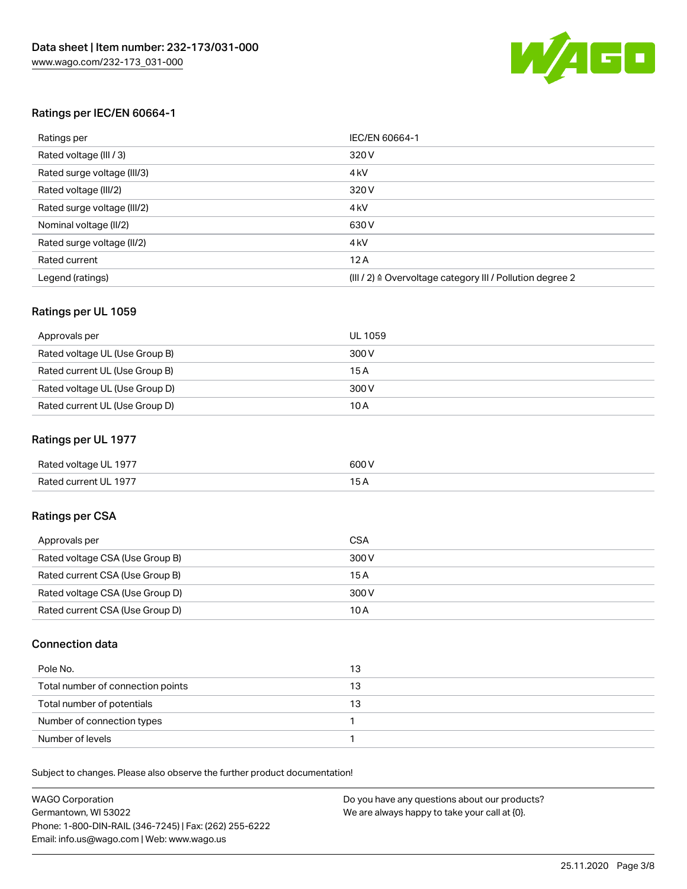## Ratings per IEC/EN 60664-1

| Ratings per | IEC/EN 60664-1 |
| --- | --- |
| Rated voltage (III / 3) | 320 V |
| Rated surge voltage (III/3) | 4 kV |
| Rated voltage (III/2) | 320 V |
| Rated surge voltage (III/2) | 4 kV |
| Nominal voltage (II/2) | 630 V |
| Rated surge voltage (II/2) | 4 kV |
| Rated current | 12 A |
| Legend (ratings) | (III / 2) ≙ Overvoltage category III / Pollution degree 2 |

## Ratings per UL 1059

| Approvals per | UL 1059 |
| --- | --- |
| Rated voltage UL (Use Group B) | 300 V |
| Rated current UL (Use Group B) | 15 A |
| Rated voltage UL (Use Group D) | 300 V |
| Rated current UL (Use Group D) | 10 A |

## Ratings per UL 1977

| Rated voltage UL 1977 | 600 V |
| --- | --- |
| Rated current UL 1977 | 15 A |

## Ratings per CSA

| Approvals per | CSA |
| --- | --- |
| Rated voltage CSA (Use Group B) | 300 V |
| Rated current CSA (Use Group B) | 15 A |
| Rated voltage CSA (Use Group D) | 300 V |
| Rated current CSA (Use Group D) | 10 A |

## Connection data

| Pole No. | 13 |
| --- | --- |
| Total number of connection points | 13 |
| Total number of potentials | 13 |
| Number of connection types | 1 |
| Number of levels | 1 |

Subject to changes. Please also observe the further product documentation!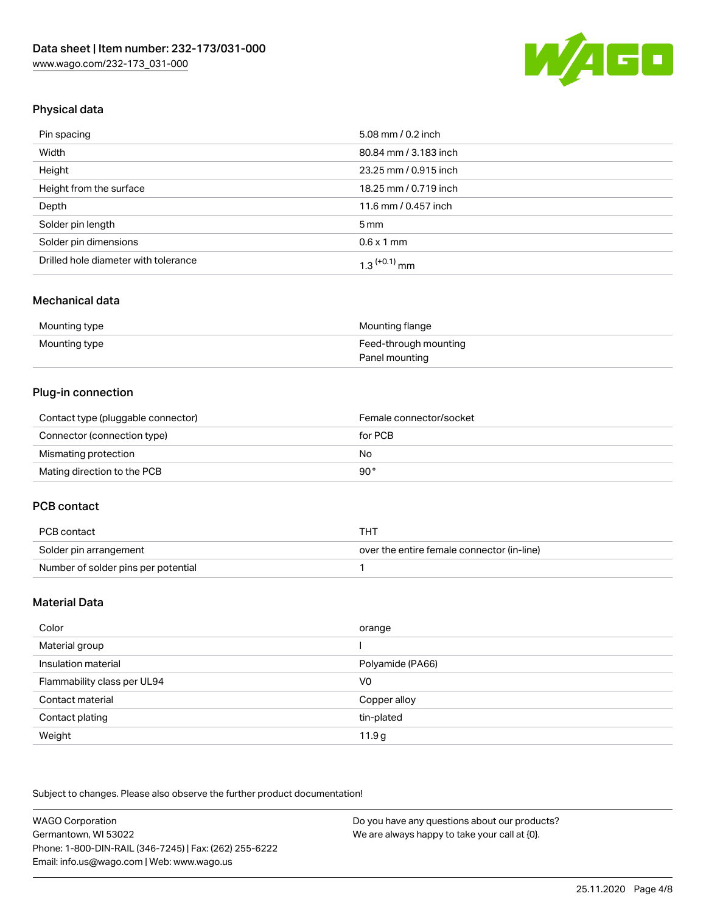## Physical data

| | |
|---|---|
| Pin spacing | 5.08 mm / 0.2 inch |
| Width | 80.84 mm / 3.183 inch |
| Height | 23.25 mm / 0.915 inch |
| Height from the surface | 18.25 mm / 0.719 inch |
| Depth | 11.6 mm / 0.457 inch |
| Solder pin length | 5 mm |
| Solder pin dimensions | 0.6 x 1 mm |
| Drilled hole diameter with tolerance | $1.3^{(+0.1)}$ mm |

## Mechanical data

| | |
|---|---|
| Mounting type | Mounting flange |
| Mounting type | Feed-through mounting<br>Panel mounting |

## Plug-in connection

| | |
|---|---|
| Contact type (pluggable connector) | Female connector/socket |
| Connector (connection type) | for PCB |
| Mismating protection | No |
| Mating direction to the PCB | 90° |

## PCB contact

| | |
|---|---|
| PCB contact | THT |
| Solder pin arrangement | over the entire female connector (in-line) |
| Number of solder pins per potential | 1 |

## Material Data

| | |
|---|---|
| Color | orange |
| Material group | I |
| Insulation material | Polyamide (PA66) |
| Flammability class per UL94 | V0 |
| Contact material | Copper alloy |
| Contact plating | tin-plated |
| Weight | 11.9 g |

Subject to changes. Please also observe the further product documentation!

WAGO Corporation
Germantown, WI 53022
Phone: 1-800-DIN-RAIL (346-7245) | Fax: (262) 255-6222
Email: info.us@wago.com | Web: www.wago.us

Do you have any questions about our products?
We are always happy to take your call at {0}.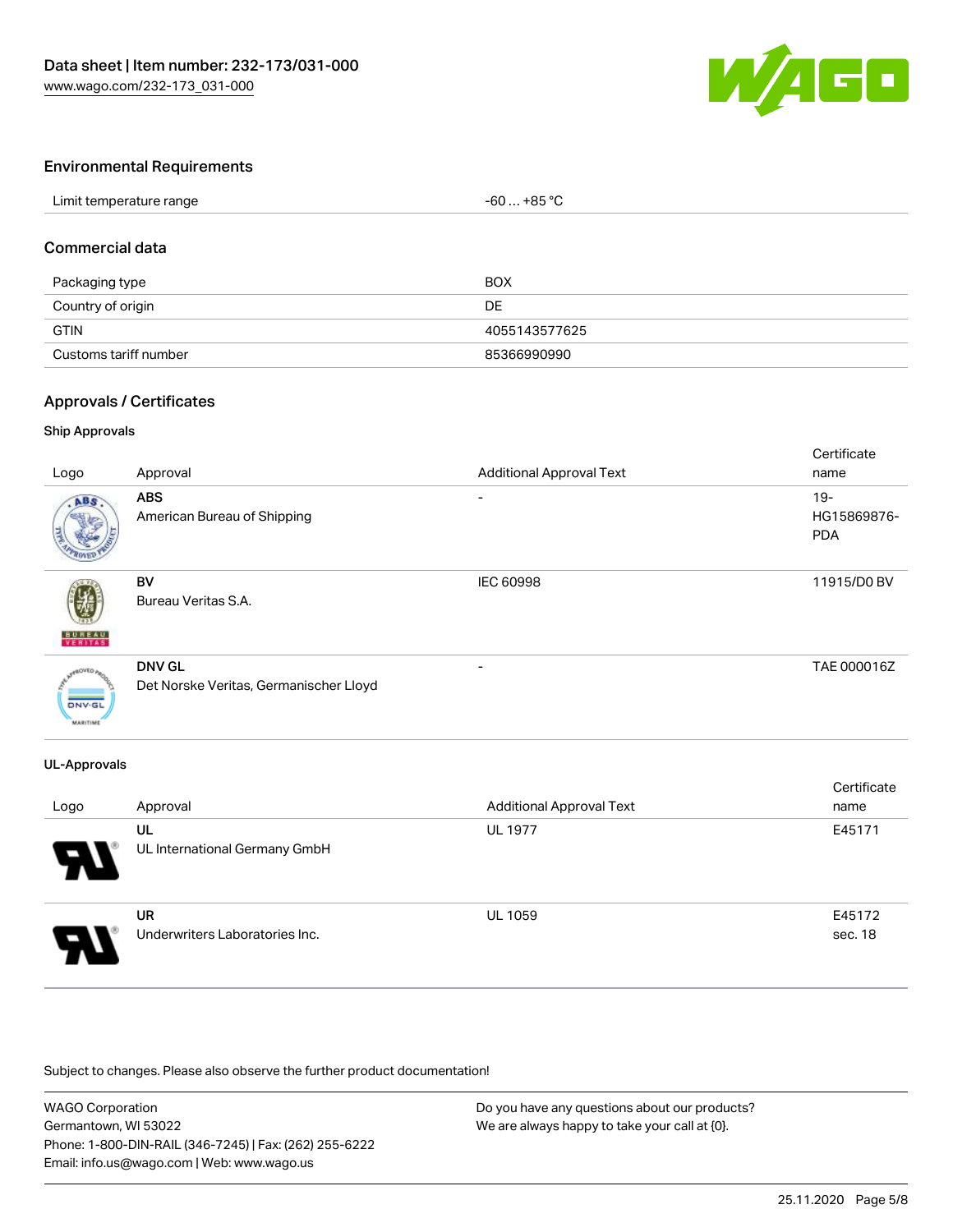## Environmental Requirements

| Limit temperature range | -60 … +85 °C |
|---|---|

## Commercial data

| Packaging type | BOX |
|---|---|
| Country of origin | DE |
| GTIN | 4055143577625 |
| Customs tariff number | 85366990990 |

## Approvals / Certificates

### Ship Approvals

| Logo | Approval | Additional Approval Text | Certificate name |
|---|---|---|---|
| | **ABS** American Bureau of Shipping | - | 19-HG15869876-PDA |
| | **BV** Bureau Veritas S.A. | IEC 60998 | 11915/D0 BV |
| | **DNV GL** Det Norske Veritas, Germanischer Lloyd | - | TAE 000016Z |

### UL-Approvals

| Logo | Approval | Additional Approval Text | Certificate name |
|---|---|---|---|
| | **UL** UL International Germany GmbH | UL 1977 | E45171 |
| | **UR** Underwriters Laboratories Inc. | UL 1059 | E45172 sec. 18 |

Subject to changes. Please also observe the further product documentation!

WAGO Corporation
Germantown, WI 53022
Phone: 1-800-DIN-RAIL (346-7245) | Fax: (262) 255-6222
Email: info.us@wago.com | Web: www.wago.us

Do you have any questions about our products?
We are always happy to take your call at {0}.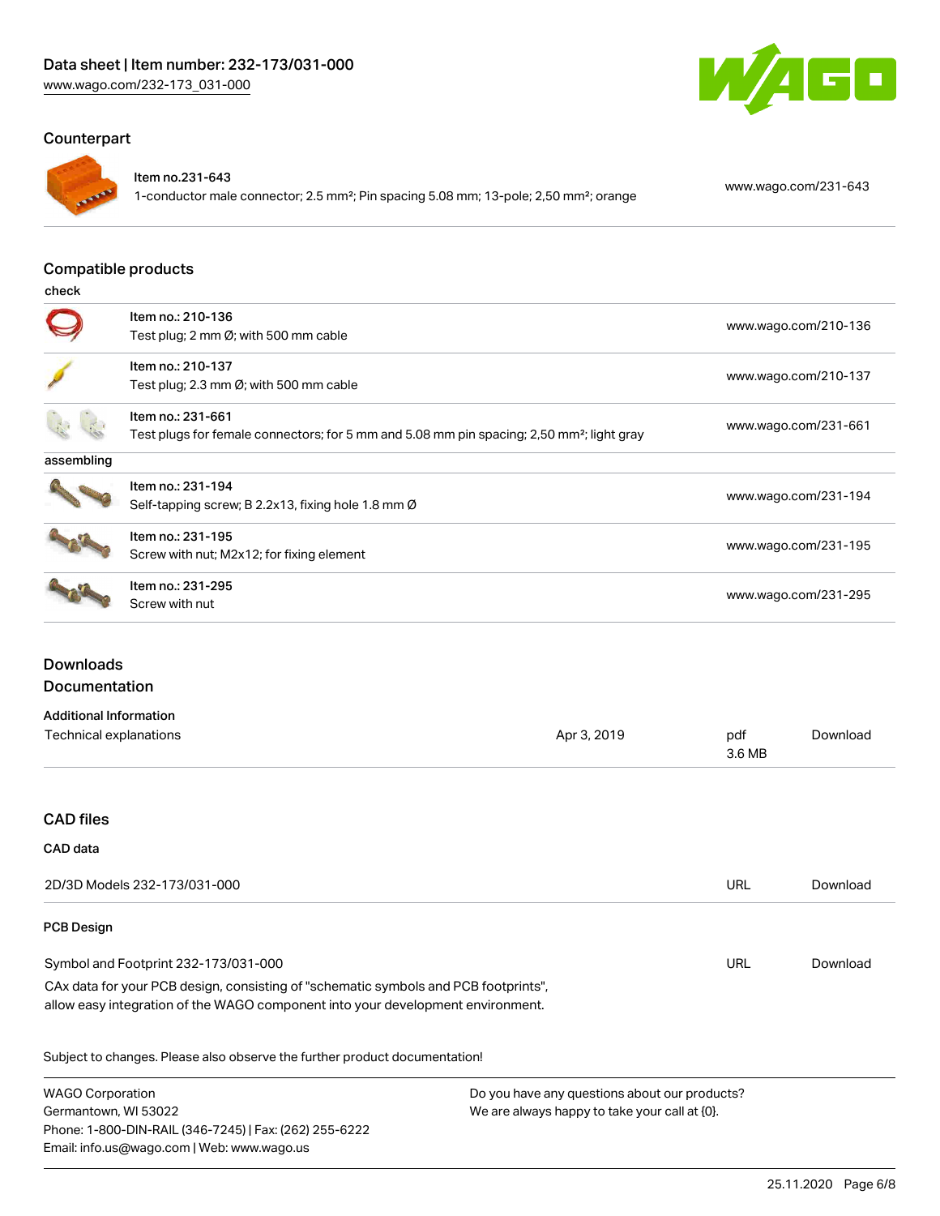## Counterpart

| | | |
|---|---|---|
| Item no.231-643 | 1-conductor male connector; 2.5 mm²; Pin spacing 5.08 mm; 13-pole; 2,50 mm²; orange | www.wago.com/231-643 |

## Compatible products

check

| Item | Description | URL |
|---|---|---|
| Item no.: 210-136 | Test plug; 2 mm Ø; with 500 mm cable | www.wago.com/210-136 |
| Item no.: 210-137 | Test plug; 2.3 mm Ø; with 500 mm cable | www.wago.com/210-137 |
| Item no.: 231-661 | Test plugs for female connectors; for 5 mm and 5.08 mm pin spacing; 2,50 mm²; light gray | www.wago.com/231-661 |

assembling

| Item | Description | URL |
|---|---|---|
| Item no.: 231-194 | Self-tapping screw; B 2.2x13, fixing hole 1.8 mm Ø | www.wago.com/231-194 |
| Item no.: 231-195 | Screw with nut; M2x12; for fixing element | www.wago.com/231-195 |
| Item no.: 231-295 | Screw with nut | www.wago.com/231-295 |

## Downloads

### Documentation

**Additional Information**

| | | | |
|---|---|---|---|
| Technical explanations | Apr 3, 2019 | pdf 3.6 MB | Download |

## CAD files

**CAD data**

| | | |
|---|---|---|
| 2D/3D Models 232-173/031-000 | URL | Download |

**PCB Design**

| | | |
|---|---|---|
| Symbol and Footprint 232-173/031-000 | URL | Download |

CAx data for your PCB design, consisting of "schematic symbols and PCB footprints", allow easy integration of the WAGO component into your development environment.

Subject to changes. Please also observe the further product documentation!

WAGO Corporation
Germantown, WI 53022
Phone: 1-800-DIN-RAIL (346-7245) | Fax: (262) 255-6222
Email: info.us@wago.com | Web: www.wago.us

Do you have any questions about our products?
We are always happy to take your call at {0}.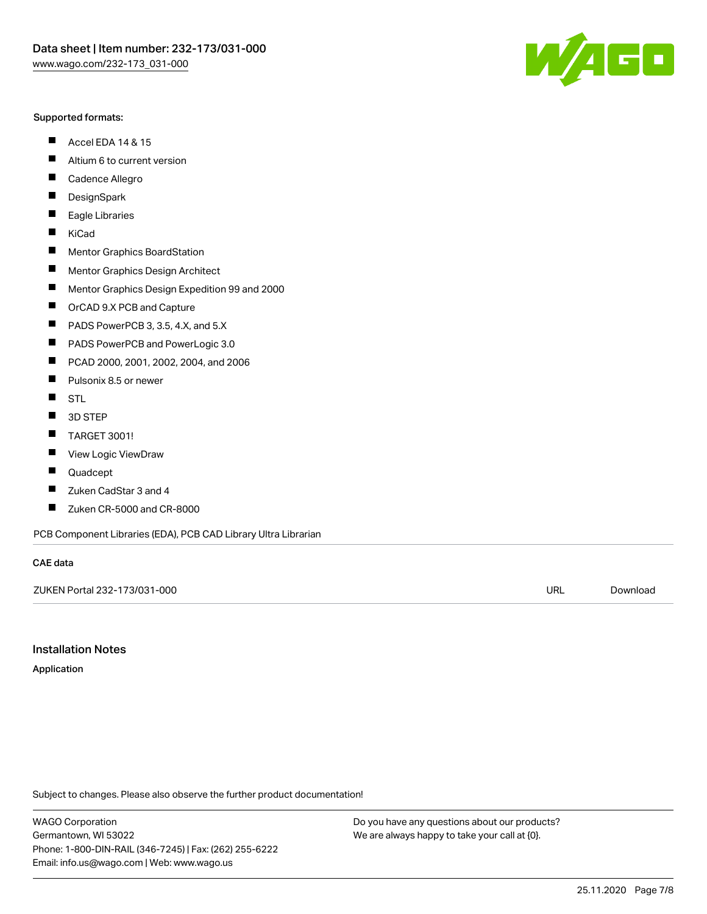Supported formats:

- Accel EDA 14 & 15
- Altium 6 to current version
- Cadence Allegro
- DesignSpark
- Eagle Libraries
- KiCad
- Mentor Graphics BoardStation
- Mentor Graphics Design Architect
- Mentor Graphics Design Expedition 99 and 2000
- OrCAD 9.X PCB and Capture
- PADS PowerPCB 3, 3.5, 4.X, and 5.X
- PADS PowerPCB and PowerLogic 3.0
- PCAD 2000, 2001, 2002, 2004, and 2006
- Pulsonix 8.5 or newer
- STL
- 3D STEP
- TARGET 3001!
- View Logic ViewDraw
- Quadcept
- Zuken CadStar 3 and 4
- Zuken CR-5000 and CR-8000

PCB Component Libraries (EDA), PCB CAD Library Ultra Librarian

**CAE data**

| ZUKEN Portal 232-173/031-000 | URL | Download |
|---|---|---|

## Installation Notes

**Application**

Subject to changes. Please also observe the further product documentation!

WAGO Corporation
Germantown, WI 53022
Phone: 1-800-DIN-RAIL (346-7245) | Fax: (262) 255-6222
Email: info.us@wago.com | Web: www.wago.us

Do you have any questions about our products?
We are always happy to take your call at {0}.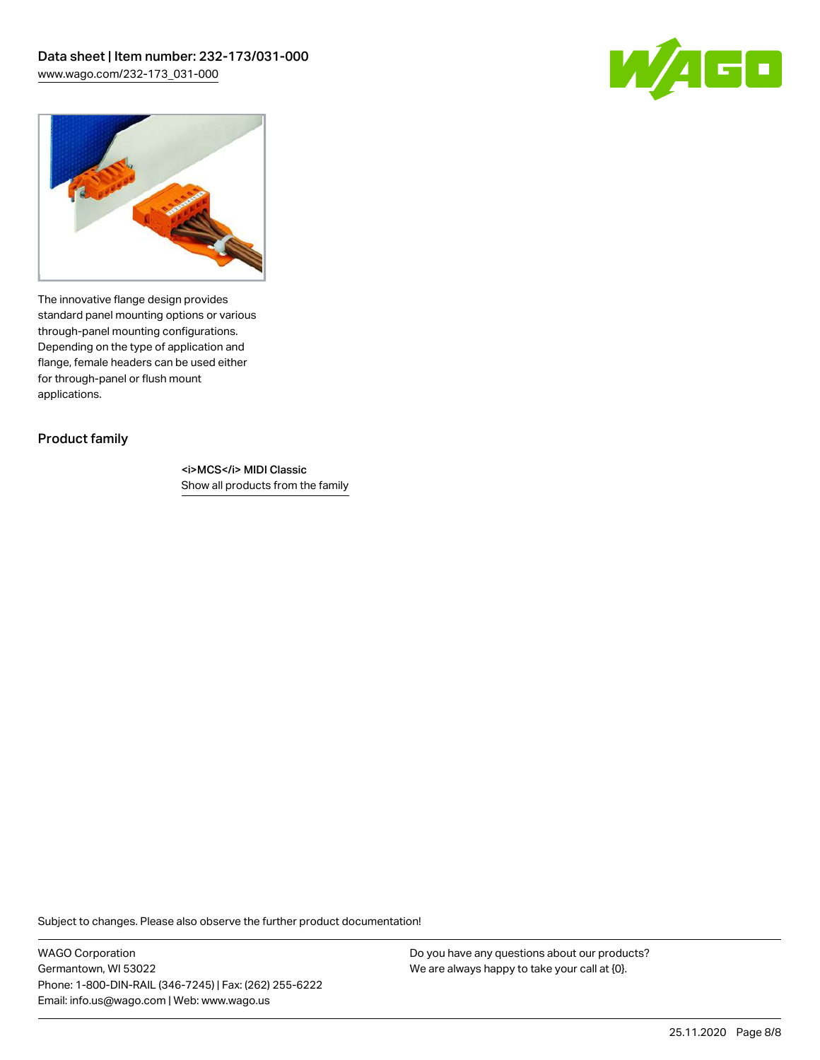The innovative flange design provides standard panel mounting options or various through-panel mounting configurations. Depending on the type of application and flange, female headers can be used either for through-panel or flush mount applications.

## Product family

<i>MCS</i> MIDI Classic
Show all products from the family

Subject to changes. Please also observe the further product documentation!

WAGO Corporation
Germantown, WI 53022
Phone: 1-800-DIN-RAIL (346-7245) | Fax: (262) 255-6222
Email: info.us@wago.com | Web: www.wago.us

Do you have any questions about our products?
We are always happy to take your call at {0}.